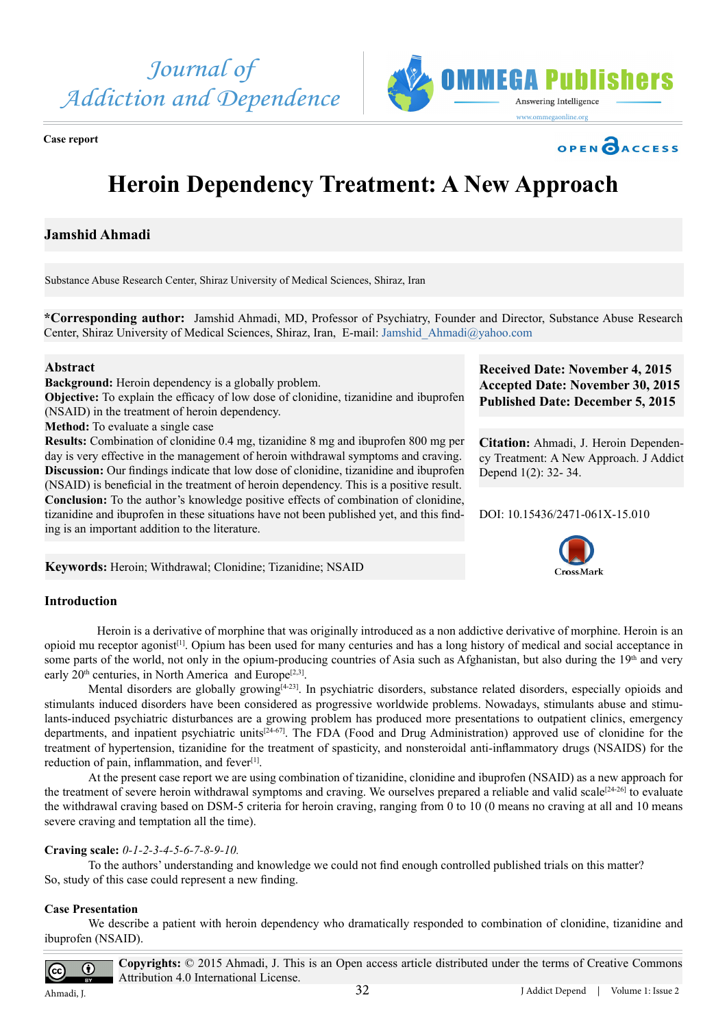Case report

# Heroin Dependency Treatment: A New Approach

**Jamshid Ahmadi**

Substance Abuse Research Center, Shiraz University of Medical Sciences, Shiraz, Iran

***Corresponding author:** Jamshid Ahmadi, MD, Professor of Psychiatry, Founder and Director, Substance Abuse Research Center, Shiraz University of Medical Sciences, Shiraz, Iran, E-mail: Jamshid_Ahmadi@yahoo.com

## Abstract

**Background:** Heroin dependency is a globally problem.
**Objective:** To explain the efficacy of low dose of clonidine, tizanidine and ibuprofen (NSAID) in the treatment of heroin dependency.
**Method:** To evaluate a single case
**Results:** Combination of clonidine 0.4 mg, tizanidine 8 mg and ibuprofen 800 mg per day is very effective in the management of heroin withdrawal symptoms and craving.
**Discussion:** Our findings indicate that low dose of clonidine, tizanidine and ibuprofen (NSAID) is beneficial in the treatment of heroin dependency. This is a positive result.
**Conclusion:** To the author's knowledge positive effects of combination of clonidine, tizanidine and ibuprofen in these situations have not been published yet, and this finding is an important addition to the literature.

**Keywords:** Heroin; Withdrawal; Clonidine; Tizanidine; NSAID

**Received Date: November 4, 2015**
**Accepted Date: November 30, 2015**
**Published Date: December 5, 2015**

**Citation:** Ahmadi, J. Heroin Dependency Treatment: A New Approach. J Addict Depend 1(2): 32- 34.

DOI: 10.15436/2471-061X-15.010

## Introduction

Heroin is a derivative of morphine that was originally introduced as a non addictive derivative of morphine. Heroin is an opioid mu receptor agonist[1]. Opium has been used for many centuries and has a long history of medical and social acceptance in some parts of the world, not only in the opium-producing countries of Asia such as Afghanistan, but also during the 19th and very early 20th centuries, in North America and Europe[2,3].

Mental disorders are globally growing[4-23]. In psychiatric disorders, substance related disorders, especially opioids and stimulants induced disorders have been considered as progressive worldwide problems. Nowadays, stimulants abuse and stimulants-induced psychiatric disturbances are a growing problem has produced more presentations to outpatient clinics, emergency departments, and inpatient psychiatric units[24-67]. The FDA (Food and Drug Administration) approved use of clonidine for the treatment of hypertension, tizanidine for the treatment of spasticity, and nonsteroidal anti-inflammatory drugs (NSAIDS) for the reduction of pain, inflammation, and fever[1].

At the present case report we are using combination of tizanidine, clonidine and ibuprofen (NSAID) as a new approach for the treatment of severe heroin withdrawal symptoms and craving. We ourselves prepared a reliable and valid scale[24-26] to evaluate the withdrawal craving based on DSM-5 criteria for heroin craving, ranging from 0 to 10 (0 means no craving at all and 10 means severe craving and temptation all the time).

**Craving scale:** *0-1-2-3-4-5-6-7-8-9-10.*

To the authors' understanding and knowledge we could not find enough controlled published trials on this matter? So, study of this case could represent a new finding.

### Case Presentation

We describe a patient with heroin dependency who dramatically responded to combination of clonidine, tizanidine and ibuprofen (NSAID).

**Copyrights:** © 2015 Ahmadi, J. This is an Open access article distributed under the terms of Creative Commons Attribution 4.0 International License.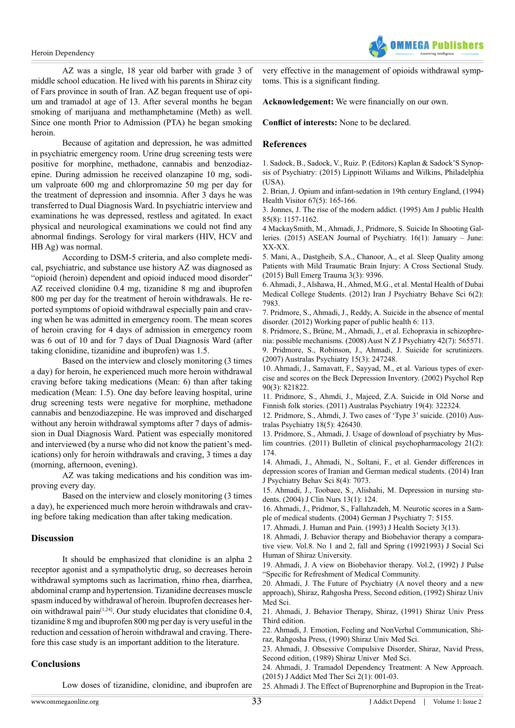AZ was a single, 18 year old barber with grade 3 of middle school education. He lived with his parents in Shiraz city of Fars province in south of Iran. AZ began frequent use of opium and tramadol at age of 13. After several months he began smoking of marijuana and methamphetamine (Meth) as well. Since one month Prior to Admission (PTA) he began smoking heroin.

Because of agitation and depression, he was admitted in psychiatric emergency room. Urine drug screening tests were positive for morphine, methadone, cannabis and benzodiazepine. During admission he received olanzapine 10 mg, sodium valproate 600 mg and chlorpromazine 50 mg per day for the treatment of depression and insomnia. After 3 days he was transferred to Dual Diagnosis Ward. In psychiatric interview and examinations he was depressed, restless and agitated. In exact physical and neurological examinations we could not find any abnormal findings. Serology for viral markers (HIV, HCV and HB Ag) was normal.

According to DSM-5 criteria, and also complete medical, psychiatric, and substance use history AZ was diagnosed as "opioid (heroin) dependent and opioid induced mood disorder" AZ received clonidine 0.4 mg, tizanidine 8 mg and ibuprofen 800 mg per day for the treatment of heroin withdrawals. He reported symptoms of opioid withdrawal especially pain and craving when he was admitted in emergency room. The mean scores of heroin craving for 4 days of admission in emergency room was 6 out of 10 and for 7 days of Dual Diagnosis Ward (after taking clonidine, tizanidine and ibuprofen) was 1.5.

Based on the interview and closely monitoring (3 times a day) for heroin, he experienced much more heroin withdrawal craving before taking medications (Mean: 6) than after taking medication (Mean: 1.5). One day before leaving hospital, urine drug screening tests were negative for morphine, methadone cannabis and benzodiazepine. He was improved and discharged without any heroin withdrawal symptoms after 7 days of admission in Dual Diagnosis Ward. Patient was especially monitored and interviewed (by a nurse who did not know the patient's medications) only for heroin withdrawals and craving, 3 times a day (morning, afternoon, evening).

AZ was taking medications and his condition was improving every day.

Based on the interview and closely monitoring (3 times a day), he experienced much more heroin withdrawals and craving before taking medication than after taking medication.

## Discussion

It should be emphasized that clonidine is an alpha 2 receptor agonist and a sympatholytic drug, so decreases heroin withdrawal symptoms such as lacrimation, rhino rhea, diarrhea, abdominal cramp and hypertension. Tizanidine decreases muscle spasm induced by withdrawal of heroin. Ibuprofen decreases heroin withdrawal pain[1,24]. Our study elucidates that clonidine 0.4, tizanidine 8 mg and ibuprofen 800 mg per day is very useful in the reduction and cessation of heroin withdrawal and craving. Therefore this case study is an important addition to the literature.

## Conclusions

Low doses of tizanidine, clonidine, and ibuprofen are very effective in the management of opioids withdrawal symptoms. This is a significant finding.

**Acknowledgement:** We were financially on our own.

**Conflict of interests:** None to be declared.

## References

1. Sadock, B., Sadock, V., Ruiz. P. (Editors) Kaplan & Sadock'S Synopsis of Psychiatry: (2015) Lippinott Wiliams and Wilkins, Philadelphia (USA).
2. Brian, J. Opium and infant-sedation in 19th century England, (1994) Health Visitor 67(5): 165-166.
3. Jonnes, J. The rise of the modern addict. (1995) Am J public Health 85(8): 1157-1162.
4 MackaySmith, M., Ahmadi, J., Pridmore, S. Suicide In Shooting Galleries. (2015) ASEAN Journal of Psychiatry. 16(1): January – June: XX-XX.
5. Mani, A., Dastgheib, S.A., Chanoor, A., et al. Sleep Quality among Patients with Mild Traumatic Brain Injury: A Cross Sectional Study. (2015) Bull Emerg Trauma 3(3): 9396.
6. Ahmadi, J., Alshawa, H., Ahmed, M.G., et al. Mental Health of Dubai Medical College Students. (2012) Iran J Psychiatry Behave Sci 6(2): 7983.
7. Pridmore, S., Ahmadi, J., Reddy, A. Suicide in the absence of mental disorder. (2012) Working paper of public health 6: 113.
8. Pridmore, S., Brüne, M., Ahmadi, J., et al. Echopraxia in schizophrenia: possible mechanisms. (2008) Aust N Z J Psychiatry 42(7): 565571.
9. Pridmore, S., Robinson, J., Ahmadi, J. Suicide for scrutinizers. (2007) Australas Psychiatry 15(3): 247248.
10. Ahmadi, J., Samavatt, F., Sayyad, M., et al. Various types of exercise and scores on the Beck Depression Inventory. (2002) Psychol Rep 90(3): 821822.
11. Pridmore, S., Ahmdi, J., Majeed, Z.A. Suicide in Old Norse and Finnish folk stories. (2011) Australas Psychiatry 19(4): 322324.
12. Pridmore, S., Ahmdi, J. Two cases of 'Type 3' suicide. (2010) Australas Psychiatry 18(5): 426430.
13. Pridmore, S., Ahmadi, J. Usage of download of psychiatry by Muslim countries. (2011) Bulletin of clinical psychopharmacology 21(2): 174.
14. Ahmadi, J., Ahmadi, N., Soltani, F., et al. Gender differences in depression scores of Iranian and German medical students. (2014) Iran J Psychiatry Behav Sci 8(4): 7073.
15. Ahmadi, J., Toobaee, S., Alishahi, M. Depression in nursing students. (2004) J Clin Nurs 13(1): 124.
16. Ahmadi, J., Pridmor, S., Fallahzadeh, M. Neurotic scores in a Sample of medical students. (2004) German J Psychiatry 7: 5155.
17. Ahmadi, J. Human and Pain. (1993) J Health Society 3(13).
18. Ahmadi, J. Behavior therapy and Biobehavior therapy a comparative view. Vol.8. No 1 and 2, fall and Spring (19921993) J Social Sci Human of Shiraz University.
19. Ahmadi, J. A view on Biobehavior therapy. Vol.2, (1992) J Pulse "Specific for Refreshment of Medical Community.
20. Ahmadi, J. The Future of Psychiatry (A novel theory and a new approach), Shiraz, Rahgosha Press, Second edition, (1992) Shiraz Univ Med Sci.
21. Ahmadi, J. Behavior Therapy, Shiraz, (1991) Shiraz Univ Press Third edition.
22. Ahmadi, J. Emotion, Feeling and NonVerbal Communication, Shiraz, Rahgosha Press, (1990) Shiraz Univ Med Sci.
23. Ahmadi, J. Obsessive Compulsive Disorder, Shiraz, Navid Press, Second edition, (1989) Shiraz Univer Med Sci.
24. Ahmadi, J. Tramadol Dependency Treatment: A New Approach. (2015) J Addict Med Ther Sci 2(1): 001-03.
25. Ahmadi J. The Effect of Buprenorphine and Bupropion in the Treat-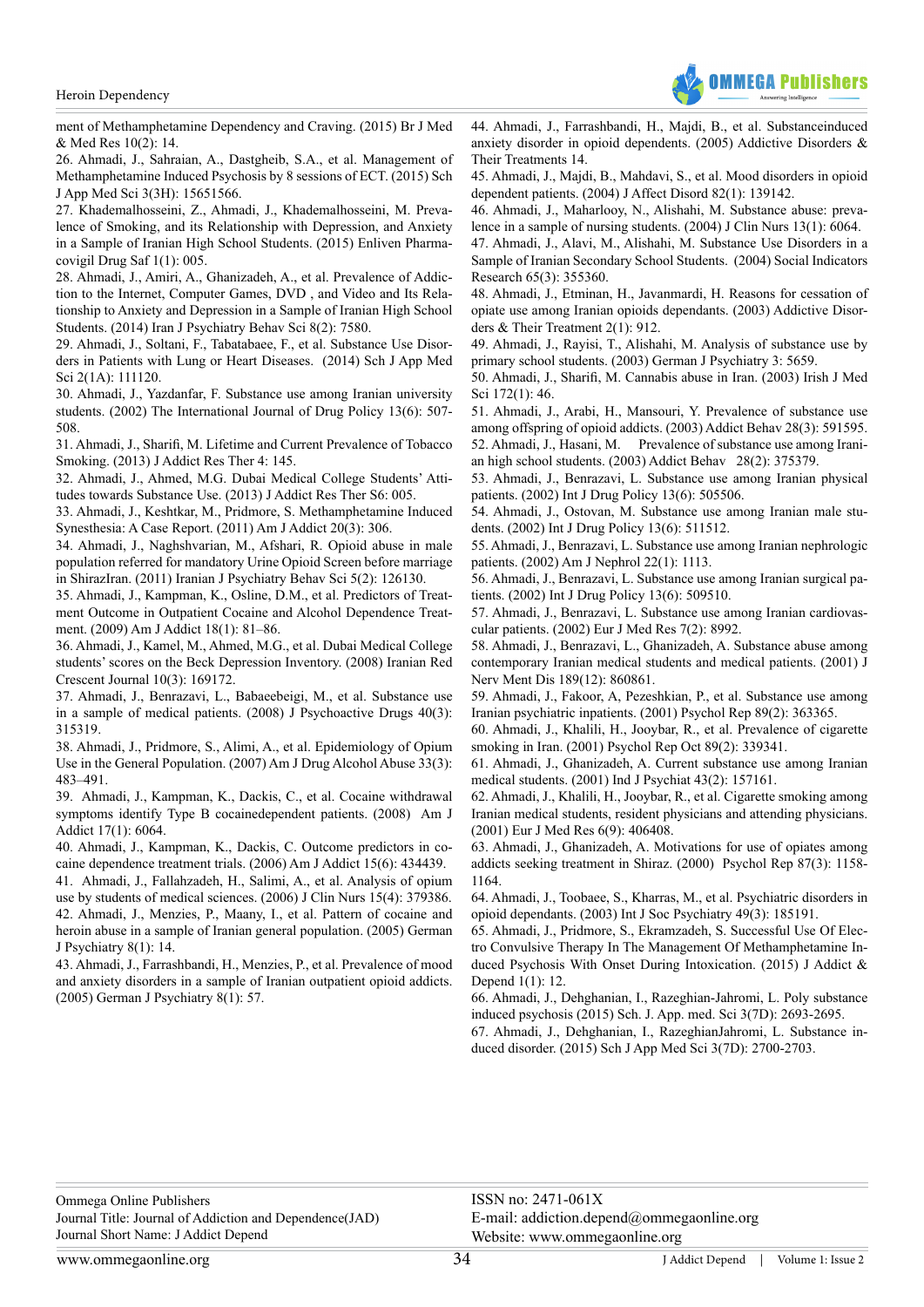ment of Methamphetamine Dependency and Craving. (2015) Br J Med & Med Res 10(2): 14.

26. Ahmadi, J., Sahraian, A., Dastgheib, S.A., et al. Management of Methamphetamine Induced Psychosis by 8 sessions of ECT. (2015) Sch J App Med Sci 3(3H): 15651566.

27. Khademalhosseini, Z., Ahmadi, J., Khademalhosseini, M. Prevalence of Smoking, and its Relationship with Depression, and Anxiety in a Sample of Iranian High School Students. (2015) Enliven Pharmacovigil Drug Saf 1(1): 005.

28. Ahmadi, J., Amiri, A., Ghanizadeh, A., et al. Prevalence of Addiction to the Internet, Computer Games, DVD , and Video and Its Relationship to Anxiety and Depression in a Sample of Iranian High School Students. (2014) Iran J Psychiatry Behav Sci 8(2): 7580.

29. Ahmadi, J., Soltani, F., Tabatabaee, F., et al. Substance Use Disorders in Patients with Lung or Heart Diseases. (2014) Sch J App Med Sci 2(1A): 111120.

30. Ahmadi, J., Yazdanfar, F. Substance use among Iranian university students. (2002) The International Journal of Drug Policy 13(6): 507-508.

31. Ahmadi, J., Sharifi, M. Lifetime and Current Prevalence of Tobacco Smoking. (2013) J Addict Res Ther 4: 145.

32. Ahmadi, J., Ahmed, M.G. Dubai Medical College Students' Attitudes towards Substance Use. (2013) J Addict Res Ther S6: 005.

33. Ahmadi, J., Keshtkar, M., Pridmore, S. Methamphetamine Induced Synesthesia: A Case Report. (2011) Am J Addict 20(3): 306.

34. Ahmadi, J., Naghshvarian, M., Afshari, R. Opioid abuse in male population referred for mandatory Urine Opioid Screen before marriage in ShirazIran. (2011) Iranian J Psychiatry Behav Sci 5(2): 126130.

35. Ahmadi, J., Kampman, K., Osline, D.M., et al. Predictors of Treatment Outcome in Outpatient Cocaine and Alcohol Dependence Treatment. (2009) Am J Addict 18(1): 81–86.

36. Ahmadi, J., Kamel, M., Ahmed, M.G., et al. Dubai Medical College students' scores on the Beck Depression Inventory. (2008) Iranian Red Crescent Journal 10(3): 169172.

37. Ahmadi, J., Benrazavi, L., Babaeebeigi, M., et al. Substance use in a sample of medical patients. (2008) J Psychoactive Drugs 40(3): 315319.

38. Ahmadi, J., Pridmore, S., Alimi, A., et al. Epidemiology of Opium Use in the General Population. (2007) Am J Drug Alcohol Abuse 33(3): 483–491.

39. Ahmadi, J., Kampman, K., Dackis, C., et al. Cocaine withdrawal symptoms identify Type B cocainedependent patients. (2008) Am J Addict 17(1): 6064.

40. Ahmadi, J., Kampman, K., Dackis, C. Outcome predictors in cocaine dependence treatment trials. (2006) Am J Addict 15(6): 434439.

41. Ahmadi, J., Fallahzadeh, H., Salimi, A., et al. Analysis of opium use by students of medical sciences. (2006) J Clin Nurs 15(4): 379386.

42. Ahmadi, J., Menzies, P., Maany, I., et al. Pattern of cocaine and heroin abuse in a sample of Iranian general population. (2005) German J Psychiatry 8(1): 14.

43. Ahmadi, J., Farrashbandi, H., Menzies, P., et al. Prevalence of mood and anxiety disorders in a sample of Iranian outpatient opioid addicts. (2005) German J Psychiatry 8(1): 57.

44. Ahmadi, J., Farrashbandi, H., Majdi, B., et al. Substanceinduced anxiety disorder in opioid dependents. (2005) Addictive Disorders & Their Treatments 14.

45. Ahmadi, J., Majdi, B., Mahdavi, S., et al. Mood disorders in opioid dependent patients. (2004) J Affect Disord 82(1): 139142.

46. Ahmadi, J., Maharlooy, N., Alishahi, M. Substance abuse: prevalence in a sample of nursing students. (2004) J Clin Nurs 13(1): 6064.

47. Ahmadi, J., Alavi, M., Alishahi, M. Substance Use Disorders in a Sample of Iranian Secondary School Students. (2004) Social Indicators Research 65(3): 355360.

48. Ahmadi, J., Etminan, H., Javanmardi, H. Reasons for cessation of opiate use among Iranian opioids dependants. (2003) Addictive Disorders & Their Treatment 2(1): 912.

49. Ahmadi, J., Rayisi, T., Alishahi, M. Analysis of substance use by primary school students. (2003) German J Psychiatry 3: 5659.

50. Ahmadi, J., Sharifi, M. Cannabis abuse in Iran. (2003) Irish J Med Sci 172(1): 46.

51. Ahmadi, J., Arabi, H., Mansouri, Y. Prevalence of substance use among offspring of opioid addicts. (2003) Addict Behav 28(3): 591595.

52. Ahmadi, J., Hasani, M. Prevalence of substance use among Iranian high school students. (2003) Addict Behav 28(2): 375379.

53. Ahmadi, J., Benrazavi, L. Substance use among Iranian physical patients. (2002) Int J Drug Policy 13(6): 505506.

54. Ahmadi, J., Ostovan, M. Substance use among Iranian male students. (2002) Int J Drug Policy 13(6): 511512.

55. Ahmadi, J., Benrazavi, L. Substance use among Iranian nephrologic patients. (2002) Am J Nephrol 22(1): 1113.

56. Ahmadi, J., Benrazavi, L. Substance use among Iranian surgical patients. (2002) Int J Drug Policy 13(6): 509510.

57. Ahmadi, J., Benrazavi, L. Substance use among Iranian cardiovascular patients. (2002) Eur J Med Res 7(2): 8992.

58. Ahmadi, J., Benrazavi, L., Ghanizadeh, A. Substance abuse among contemporary Iranian medical students and medical patients. (2001) J Nerv Ment Dis 189(12): 860861.

59. Ahmadi, J., Fakoor, A, Pezeshkian, P., et al. Substance use among Iranian psychiatric inpatients. (2001) Psychol Rep 89(2): 363365.

60. Ahmadi, J., Khalili, H., Jooybar, R., et al. Prevalence of cigarette smoking in Iran. (2001) Psychol Rep Oct 89(2): 339341.

61. Ahmadi, J., Ghanizadeh, A. Current substance use among Iranian medical students. (2001) Ind J Psychiat 43(2): 157161.

62. Ahmadi, J., Khalili, H., Jooybar, R., et al. Cigarette smoking among Iranian medical students, resident physicians and attending physicians. (2001) Eur J Med Res 6(9): 406408.

63. Ahmadi, J., Ghanizadeh, A. Motivations for use of opiates among addicts seeking treatment in Shiraz. (2000) Psychol Rep 87(3): 1158-1164.

64. Ahmadi, J., Toobaee, S., Kharras, M., et al. Psychiatric disorders in opioid dependants. (2003) Int J Soc Psychiatry 49(3): 185191.

65. Ahmadi, J., Pridmore, S., Ekramzadeh, S. Successful Use Of Electro Convulsive Therapy In The Management Of Methamphetamine Induced Psychosis With Onset During Intoxication. (2015) J Addict & Depend 1(1): 12.

66. Ahmadi, J., Dehghanian, I., Razeghian-Jahromi, L. Poly substance induced psychosis (2015) Sch. J. App. med. Sci 3(7D): 2693-2695.

67. Ahmadi, J., Dehghanian, I., RazeghianJahromi, L. Substance induced disorder. (2015) Sch J App Med Sci 3(7D): 2700-2703.